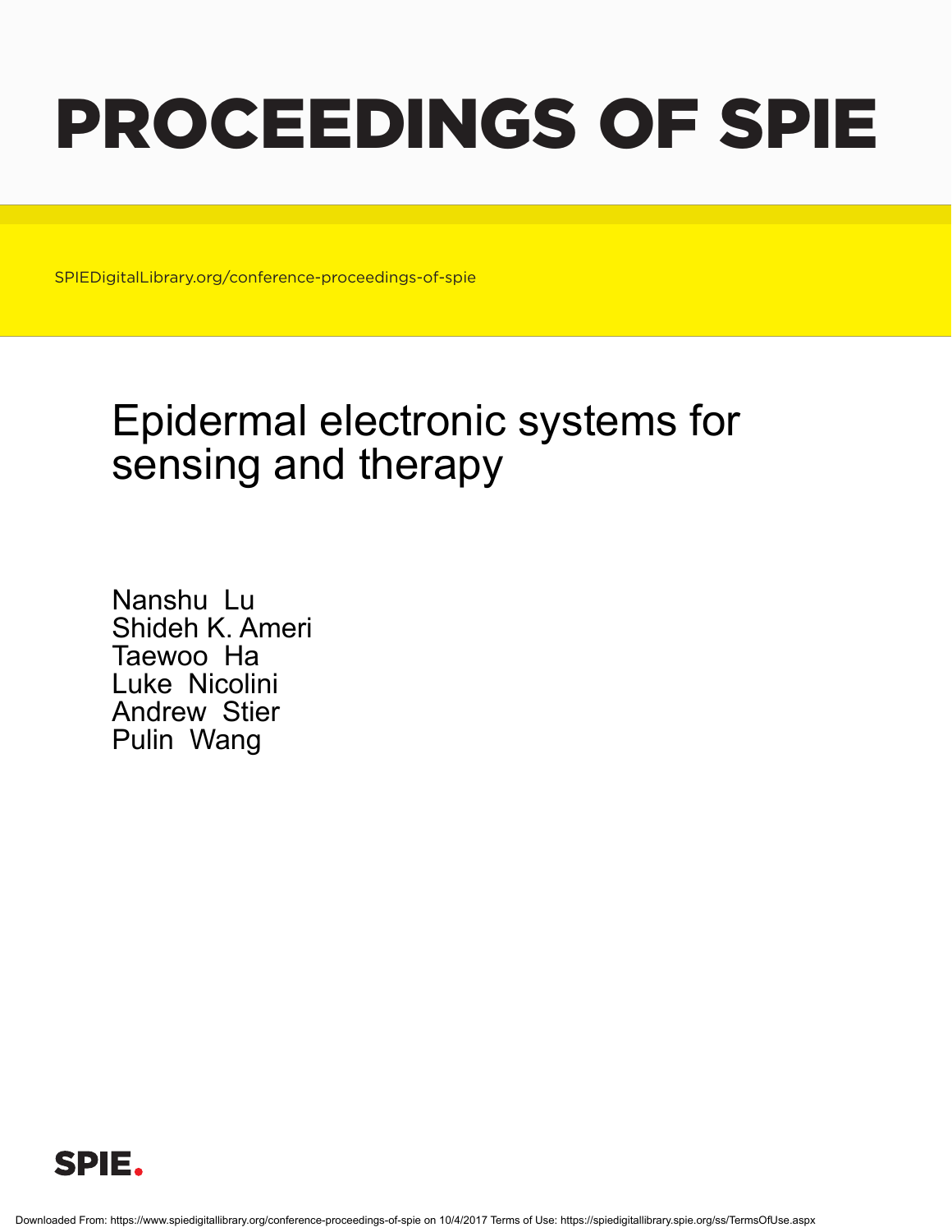# PROCEEDINGS OF SPIE

SPIEDigitalLibrary.org/conference-proceedings-of-spie

## Epidermal electronic systems for sensing and therapy

Nanshu Lu
Shideh K. Ameri
Taewoo Ha
Luke Nicolini
Andrew Stier
Pulin Wang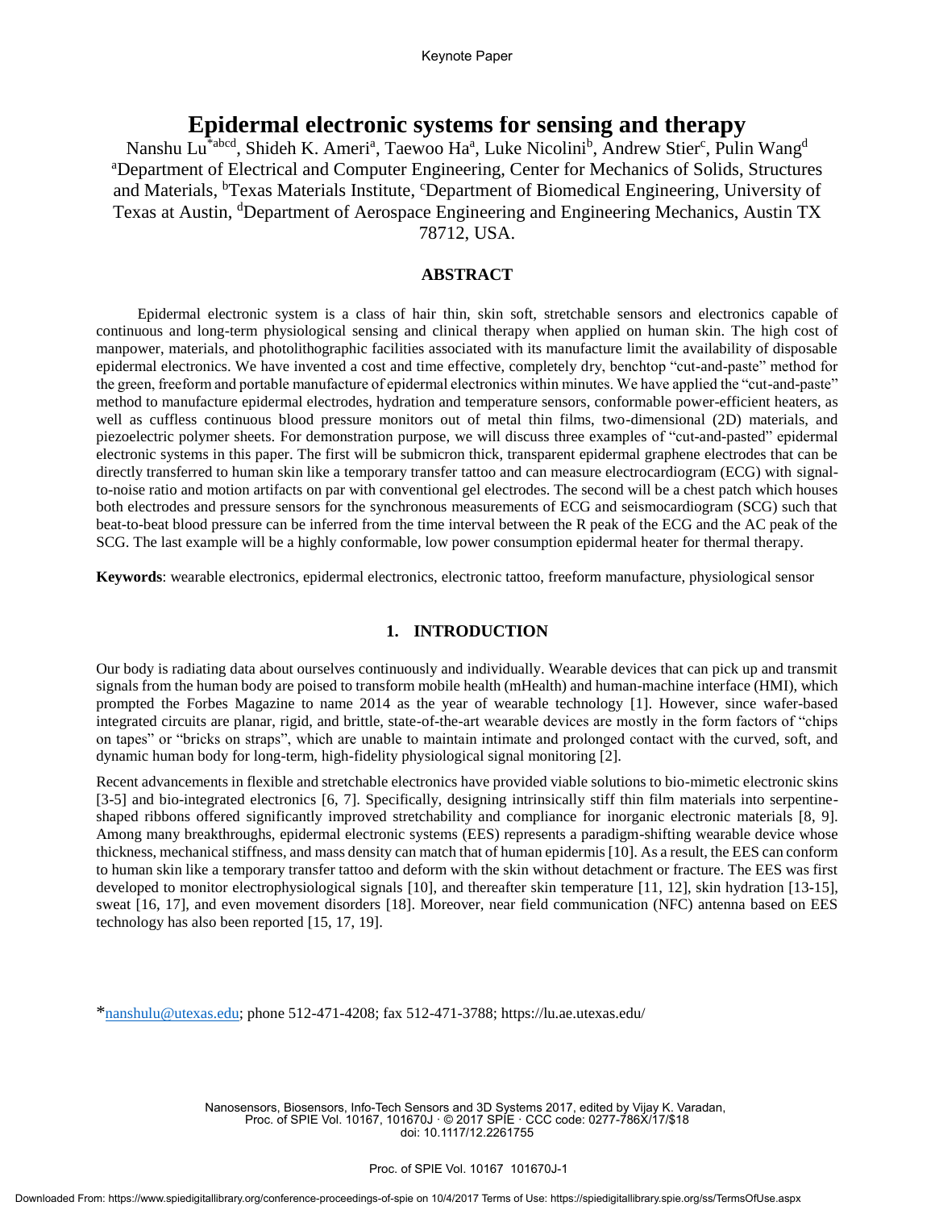# Epidermal electronic systems for sensing and therapy

Nanshu Lu[*abcd], Shideh K. Ameri[a], Taewoo Ha[a], Luke Nicolini[b], Andrew Stier[c], Pulin Wang[d]

[a]Department of Electrical and Computer Engineering, Center for Mechanics of Solids, Structures and Materials, [b]Texas Materials Institute, [c]Department of Biomedical Engineering, University of Texas at Austin, [d]Department of Aerospace Engineering and Engineering Mechanics, Austin TX 78712, USA.

## ABSTRACT

Epidermal electronic system is a class of hair thin, skin soft, stretchable sensors and electronics capable of continuous and long-term physiological sensing and clinical therapy when applied on human skin. The high cost of manpower, materials, and photolithographic facilities associated with its manufacture limit the availability of disposable epidermal electronics. We have invented a cost and time effective, completely dry, benchtop "cut-and-paste" method for the green, freeform and portable manufacture of epidermal electronics within minutes. We have applied the "cut-and-paste" method to manufacture epidermal electrodes, hydration and temperature sensors, conformable power-efficient heaters, as well as cuffless continuous blood pressure monitors out of metal thin films, two-dimensional (2D) materials, and piezoelectric polymer sheets. For demonstration purpose, we will discuss three examples of "cut-and-pasted" epidermal electronic systems in this paper. The first will be submicron thick, transparent epidermal graphene electrodes that can be directly transferred to human skin like a temporary transfer tattoo and can measure electrocardiogram (ECG) with signal-to-noise ratio and motion artifacts on par with conventional gel electrodes. The second will be a chest patch which houses both electrodes and pressure sensors for the synchronous measurements of ECG and seismocardiogram (SCG) such that beat-to-beat blood pressure can be inferred from the time interval between the R peak of the ECG and the AC peak of the SCG. The last example will be a highly conformable, low power consumption epidermal heater for thermal therapy.

**Keywords**: wearable electronics, epidermal electronics, electronic tattoo, freeform manufacture, physiological sensor

## 1. INTRODUCTION

Our body is radiating data about ourselves continuously and individually. Wearable devices that can pick up and transmit signals from the human body are poised to transform mobile health (mHealth) and human-machine interface (HMI), which prompted the Forbes Magazine to name 2014 as the year of wearable technology [1]. However, since wafer-based integrated circuits are planar, rigid, and brittle, state-of-the-art wearable devices are mostly in the form factors of "chips on tapes" or "bricks on straps", which are unable to maintain intimate and prolonged contact with the curved, soft, and dynamic human body for long-term, high-fidelity physiological signal monitoring [2].

Recent advancements in flexible and stretchable electronics have provided viable solutions to bio-mimetic electronic skins [3-5] and bio-integrated electronics [6, 7]. Specifically, designing intrinsically stiff thin film materials into serpentine-shaped ribbons offered significantly improved stretchability and compliance for inorganic electronic materials [8, 9]. Among many breakthroughs, epidermal electronic systems (EES) represents a paradigm-shifting wearable device whose thickness, mechanical stiffness, and mass density can match that of human epidermis [10]. As a result, the EES can conform to human skin like a temporary transfer tattoo and deform with the skin without detachment or fracture. The EES was first developed to monitor electrophysiological signals [10], and thereafter skin temperature [11, 12], skin hydration [13-15], sweat [16, 17], and even movement disorders [18]. Moreover, near field communication (NFC) antenna based on EES technology has also been reported [15, 17, 19].

*nanshulu@utexas.edu; phone 512-471-4208; fax 512-471-3788; https://lu.ae.utexas.edu/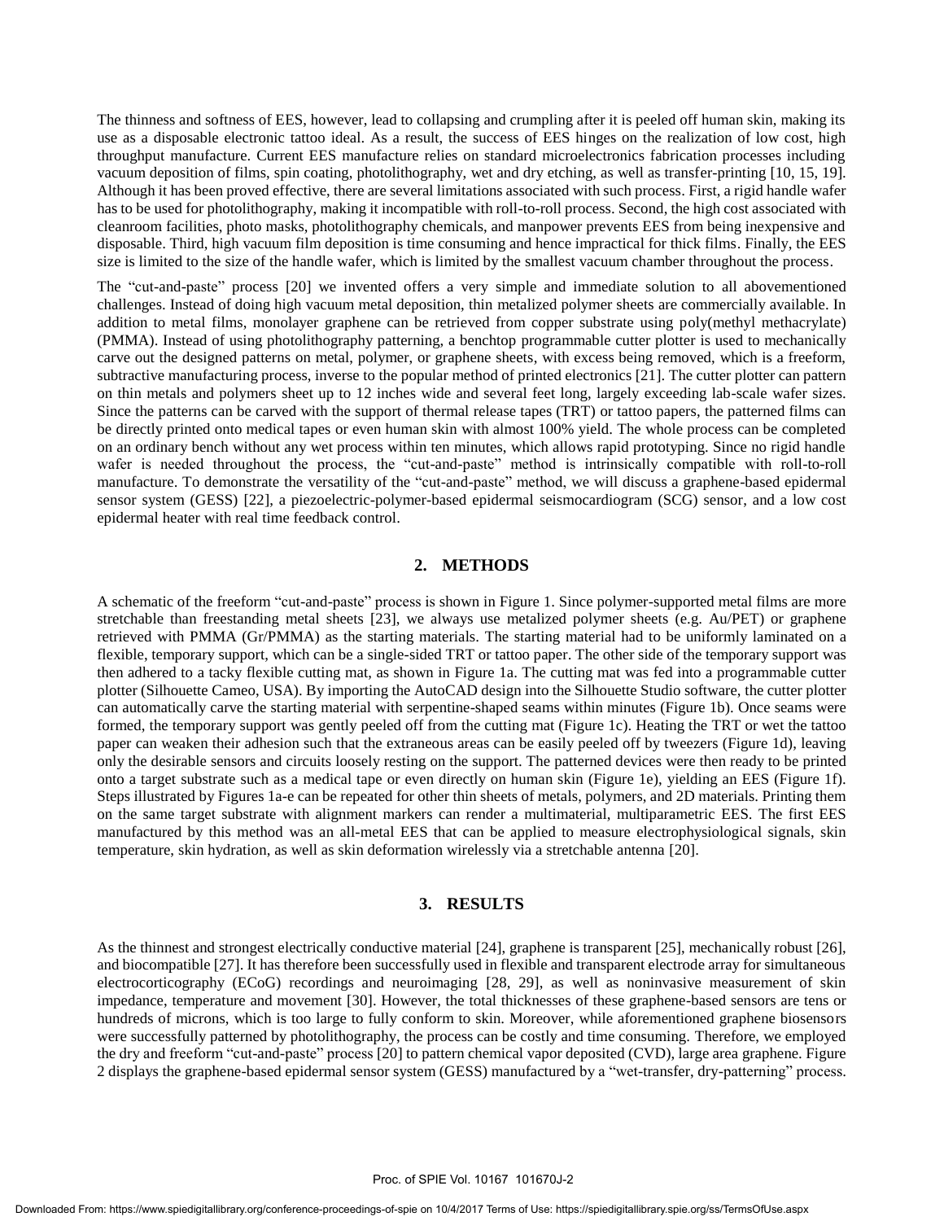The thinness and softness of EES, however, lead to collapsing and crumpling after it is peeled off human skin, making its use as a disposable electronic tattoo ideal. As a result, the success of EES hinges on the realization of low cost, high throughput manufacture. Current EES manufacture relies on standard microelectronics fabrication processes including vacuum deposition of films, spin coating, photolithography, wet and dry etching, as well as transfer-printing [10, 15, 19]. Although it has been proved effective, there are several limitations associated with such process. First, a rigid handle wafer has to be used for photolithography, making it incompatible with roll-to-roll process. Second, the high cost associated with cleanroom facilities, photo masks, photolithography chemicals, and manpower prevents EES from being inexpensive and disposable. Third, high vacuum film deposition is time consuming and hence impractical for thick films. Finally, the EES size is limited to the size of the handle wafer, which is limited by the smallest vacuum chamber throughout the process.

The "cut-and-paste" process [20] we invented offers a very simple and immediate solution to all abovementioned challenges. Instead of doing high vacuum metal deposition, thin metalized polymer sheets are commercially available. In addition to metal films, monolayer graphene can be retrieved from copper substrate using poly(methyl methacrylate) (PMMA). Instead of using photolithography patterning, a benchtop programmable cutter plotter is used to mechanically carve out the designed patterns on metal, polymer, or graphene sheets, with excess being removed, which is a freeform, subtractive manufacturing process, inverse to the popular method of printed electronics [21]. The cutter plotter can pattern on thin metals and polymers sheet up to 12 inches wide and several feet long, largely exceeding lab-scale wafer sizes. Since the patterns can be carved with the support of thermal release tapes (TRT) or tattoo papers, the patterned films can be directly printed onto medical tapes or even human skin with almost 100% yield. The whole process can be completed on an ordinary bench without any wet process within ten minutes, which allows rapid prototyping. Since no rigid handle wafer is needed throughout the process, the "cut-and-paste" method is intrinsically compatible with roll-to-roll manufacture. To demonstrate the versatility of the "cut-and-paste" method, we will discuss a graphene-based epidermal sensor system (GESS) [22], a piezoelectric-polymer-based epidermal seismocardiogram (SCG) sensor, and a low cost epidermal heater with real time feedback control.

## 2. METHODS

A schematic of the freeform "cut-and-paste" process is shown in Figure 1. Since polymer-supported metal films are more stretchable than freestanding metal sheets [23], we always use metalized polymer sheets (e.g. Au/PET) or graphene retrieved with PMMA (Gr/PMMA) as the starting materials. The starting material had to be uniformly laminated on a flexible, temporary support, which can be a single-sided TRT or tattoo paper. The other side of the temporary support was then adhered to a tacky flexible cutting mat, as shown in Figure 1a. The cutting mat was fed into a programmable cutter plotter (Silhouette Cameo, USA). By importing the AutoCAD design into the Silhouette Studio software, the cutter plotter can automatically carve the starting material with serpentine-shaped seams within minutes (Figure 1b). Once seams were formed, the temporary support was gently peeled off from the cutting mat (Figure 1c). Heating the TRT or wet the tattoo paper can weaken their adhesion such that the extraneous areas can be easily peeled off by tweezers (Figure 1d), leaving only the desirable sensors and circuits loosely resting on the support. The patterned devices were then ready to be printed onto a target substrate such as a medical tape or even directly on human skin (Figure 1e), yielding an EES (Figure 1f). Steps illustrated by Figures 1a-e can be repeated for other thin sheets of metals, polymers, and 2D materials. Printing them on the same target substrate with alignment markers can render a multimaterial, multiparametric EES. The first EES manufactured by this method was an all-metal EES that can be applied to measure electrophysiological signals, skin temperature, skin hydration, as well as skin deformation wirelessly via a stretchable antenna [20].

## 3. RESULTS

As the thinnest and strongest electrically conductive material [24], graphene is transparent [25], mechanically robust [26], and biocompatible [27]. It has therefore been successfully used in flexible and transparent electrode array for simultaneous electrocorticography (ECoG) recordings and neuroimaging [28, 29], as well as noninvasive measurement of skin impedance, temperature and movement [30]. However, the total thicknesses of these graphene-based sensors are tens or hundreds of microns, which is too large to fully conform to skin. Moreover, while aforementioned graphene biosensors were successfully patterned by photolithography, the process can be costly and time consuming. Therefore, we employed the dry and freeform "cut-and-paste" process [20] to pattern chemical vapor deposited (CVD), large area graphene. Figure 2 displays the graphene-based epidermal sensor system (GESS) manufactured by a "wet-transfer, dry-patterning" process.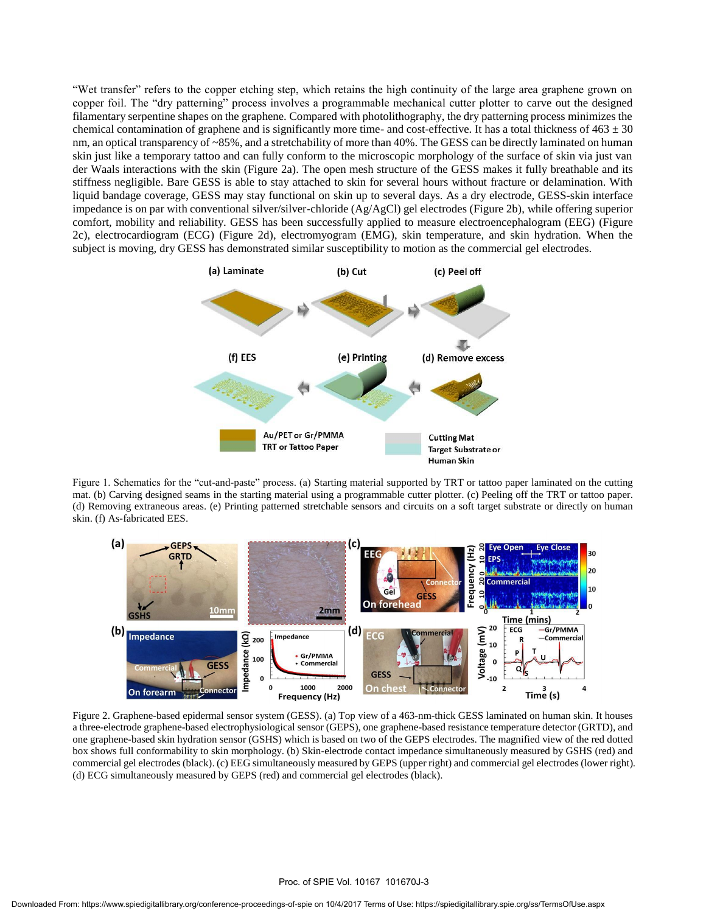"Wet transfer" refers to the copper etching step, which retains the high continuity of the large area graphene grown on copper foil. The "dry patterning" process involves a programmable mechanical cutter plotter to carve out the designed filamentary serpentine shapes on the graphene. Compared with photolithography, the dry patterning process minimizes the chemical contamination of graphene and is significantly more time- and cost-effective. It has a total thickness of 463 ± 30 nm, an optical transparency of ~85%, and a stretchability of more than 40%. The GESS can be directly laminated on human skin just like a temporary tattoo and can fully conform to the microscopic morphology of the surface of skin via just van der Waals interactions with the skin (Figure 2a). The open mesh structure of the GESS makes it fully breathable and its stiffness negligible. Bare GESS is able to stay attached to skin for several hours without fracture or delamination. With liquid bandage coverage, GESS may stay functional on skin up to several days. As a dry electrode, GESS-skin interface impedance is on par with conventional silver/silver-chloride (Ag/AgCl) gel electrodes (Figure 2b), while offering superior comfort, mobility and reliability. GESS has been successfully applied to measure electroencephalogram (EEG) (Figure 2c), electrocardiogram (ECG) (Figure 2d), electromyogram (EMG), skin temperature, and skin hydration. When the subject is moving, dry GESS has demonstrated similar susceptibility to motion as the commercial gel electrodes.

Figure 1. Schematics for the "cut-and-paste" process. (a) Starting material supported by TRT or tattoo paper laminated on the cutting mat. (b) Carving designed seams in the starting material using a programmable cutter plotter. (c) Peeling off the TRT or tattoo paper. (d) Removing extraneous areas. (e) Printing patterned stretchable sensors and circuits on a soft target substrate or directly on human skin. (f) As-fabricated EES.

Figure 2. Graphene-based epidermal sensor system (GESS). (a) Top view of a 463-nm-thick GESS laminated on human skin. It houses a three-electrode graphene-based electrophysiological sensor (GEPS), one graphene-based resistance temperature detector (GRTD), and one graphene-based skin hydration sensor (GSHS) which is based on two of the GEPS electrodes. The magnified view of the red dotted box shows full conformability to skin morphology. (b) Skin-electrode contact impedance simultaneously measured by GSHS (red) and commercial gel electrodes (black). (c) EEG simultaneously measured by GEPS (upper right) and commercial gel electrodes (lower right). (d) ECG simultaneously measured by GEPS (red) and commercial gel electrodes (black).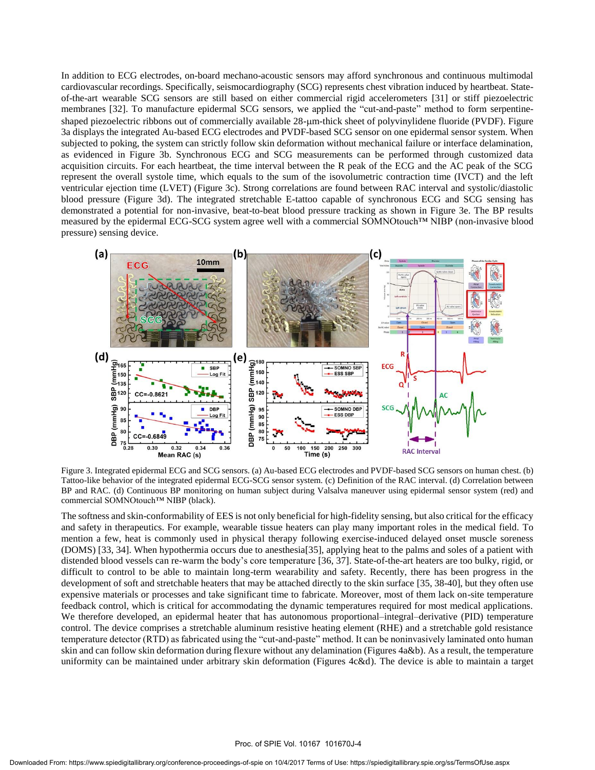In addition to ECG electrodes, on-board mechano-acoustic sensors may afford synchronous and continuous multimodal cardiovascular recordings. Specifically, seismocardiography (SCG) represents chest vibration induced by heartbeat. State-of-the-art wearable SCG sensors are still based on either commercial rigid accelerometers [31] or stiff piezoelectric membranes [32]. To manufacture epidermal SCG sensors, we applied the "cut-and-paste" method to form serpentine-shaped piezoelectric ribbons out of commercially available 28-μm-thick sheet of polyvinylidene fluoride (PVDF). Figure 3a displays the integrated Au-based ECG electrodes and PVDF-based SCG sensor on one epidermal sensor system. When subjected to poking, the system can strictly follow skin deformation without mechanical failure or interface delamination, as evidenced in Figure 3b. Synchronous ECG and SCG measurements can be performed through customized data acquisition circuits. For each heartbeat, the time interval between the R peak of the ECG and the AC peak of the SCG represent the overall systole time, which equals to the sum of the isovolumetric contraction time (IVCT) and the left ventricular ejection time (LVET) (Figure 3c). Strong correlations are found between RAC interval and systolic/diastolic blood pressure (Figure 3d). The integrated stretchable E-tattoo capable of synchronous ECG and SCG sensing has demonstrated a potential for non-invasive, beat-to-beat blood pressure tracking as shown in Figure 3e. The BP results measured by the epidermal ECG-SCG system agree well with a commercial SOMNOtouch™ NIBP (non-invasive blood pressure) sensing device.

Figure 3. Integrated epidermal ECG and SCG sensors. (a) Au-based ECG electrodes and PVDF-based SCG sensors on human chest. (b) Tattoo-like behavior of the integrated epidermal ECG-SCG sensor system. (c) Definition of the RAC interval. (d) Correlation between BP and RAC. (d) Continuous BP monitoring on human subject during Valsalva maneuver using epidermal sensor system (red) and commercial SOMNOtouch™ NIBP (black).

The softness and skin-conformability of EES is not only beneficial for high-fidelity sensing, but also critical for the efficacy and safety in therapeutics. For example, wearable tissue heaters can play many important roles in the medical field. To mention a few, heat is commonly used in physical therapy following exercise-induced delayed onset muscle soreness (DOMS) [33, 34]. When hypothermia occurs due to anesthesia[35], applying heat to the palms and soles of a patient with distended blood vessels can re-warm the body's core temperature [36, 37]. State-of-the-art heaters are too bulky, rigid, or difficult to control to be able to maintain long-term wearability and safety. Recently, there has been progress in the development of soft and stretchable heaters that may be attached directly to the skin surface [35, 38-40], but they often use expensive materials or processes and take significant time to fabricate. Moreover, most of them lack on-site temperature feedback control, which is critical for accommodating the dynamic temperatures required for most medical applications. We therefore developed, an epidermal heater that has autonomous proportional–integral–derivative (PID) temperature control. The device comprises a stretchable aluminum resistive heating element (RHE) and a stretchable gold resistance temperature detector (RTD) as fabricated using the "cut-and-paste" method. It can be noninvasively laminated onto human skin and can follow skin deformation during flexure without any delamination (Figures 4a&b). As a result, the temperature uniformity can be maintained under arbitrary skin deformation (Figures 4c&d). The device is able to maintain a target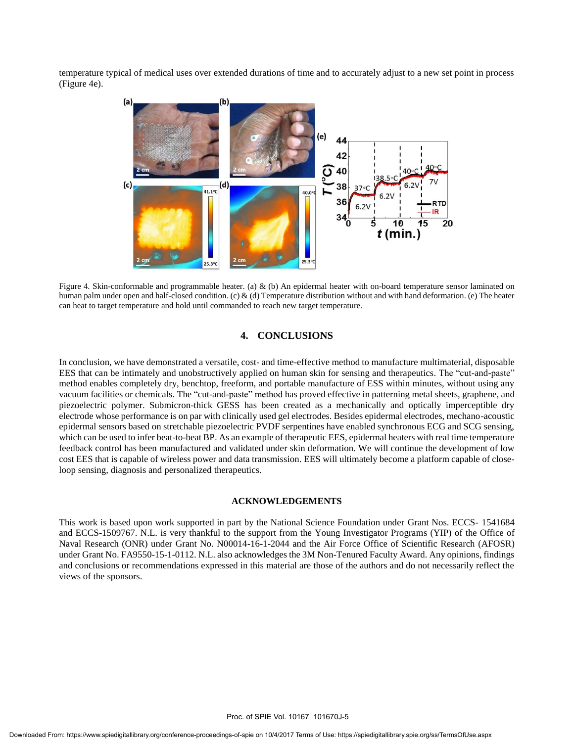temperature typical of medical uses over extended durations of time and to accurately adjust to a new set point in process (Figure 4e).

Figure 4. Skin-conformable and programmable heater. (a) & (b) An epidermal heater with on-board temperature sensor laminated on human palm under open and half-closed condition. (c) & (d) Temperature distribution without and with hand deformation. (e) The heater can heat to target temperature and hold until commanded to reach new target temperature.

## 4. CONCLUSIONS

In conclusion, we have demonstrated a versatile, cost- and time-effective method to manufacture multimaterial, disposable EES that can be intimately and unobstructively applied on human skin for sensing and therapeutics. The "cut-and-paste" method enables completely dry, benchtop, freeform, and portable manufacture of ESS within minutes, without using any vacuum facilities or chemicals. The "cut-and-paste" method has proved effective in patterning metal sheets, graphene, and piezoelectric polymer. Submicron-thick GESS has been created as a mechanically and optically imperceptible dry electrode whose performance is on par with clinically used gel electrodes. Besides epidermal electrodes, mechano-acoustic epidermal sensors based on stretchable piezoelectric PVDF serpentines have enabled synchronous ECG and SCG sensing, which can be used to infer beat-to-beat BP. As an example of therapeutic EES, epidermal heaters with real time temperature feedback control has been manufactured and validated under skin deformation. We will continue the development of low cost EES that is capable of wireless power and data transmission. EES will ultimately become a platform capable of close-loop sensing, diagnosis and personalized therapeutics.

## ACKNOWLEDGEMENTS

This work is based upon work supported in part by the National Science Foundation under Grant Nos. ECCS- 1541684 and ECCS-1509767. N.L. is very thankful to the support from the Young Investigator Programs (YIP) of the Office of Naval Research (ONR) under Grant No. N00014-16-1-2044 and the Air Force Office of Scientific Research (AFOSR) under Grant No. FA9550-15-1-0112. N.L. also acknowledges the 3M Non-Tenured Faculty Award. Any opinions, findings and conclusions or recommendations expressed in this material are those of the authors and do not necessarily reflect the views of the sponsors.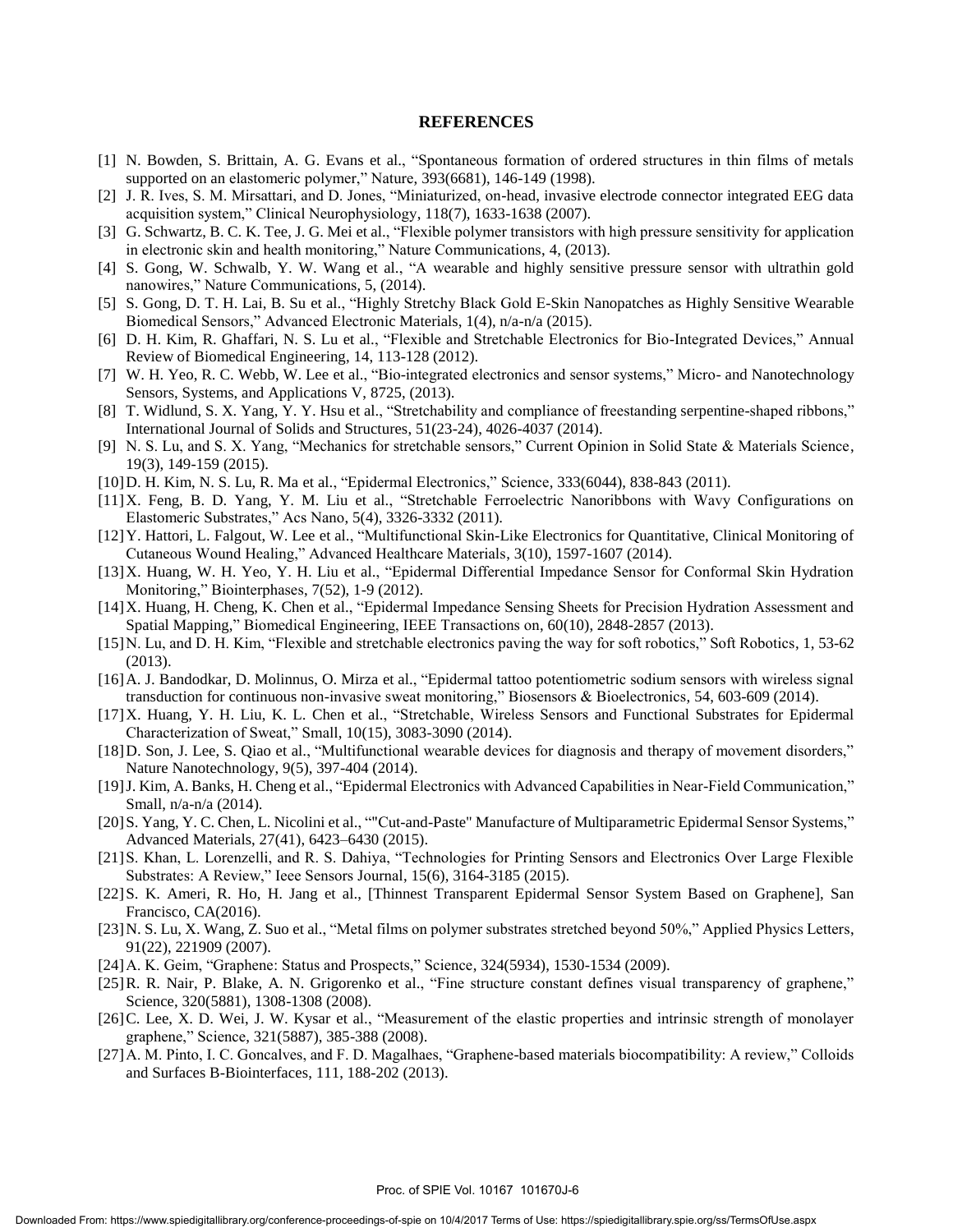## REFERENCES

[1] N. Bowden, S. Brittain, A. G. Evans et al., "Spontaneous formation of ordered structures in thin films of metals supported on an elastomeric polymer," Nature, 393(6681), 146-149 (1998).

[2] J. R. Ives, S. M. Mirsattari, and D. Jones, "Miniaturized, on-head, invasive electrode connector integrated EEG data acquisition system," Clinical Neurophysiology, 118(7), 1633-1638 (2007).

[3] G. Schwartz, B. C. K. Tee, J. G. Mei et al., "Flexible polymer transistors with high pressure sensitivity for application in electronic skin and health monitoring," Nature Communications, 4, (2013).

[4] S. Gong, W. Schwalb, Y. W. Wang et al., "A wearable and highly sensitive pressure sensor with ultrathin gold nanowires," Nature Communications, 5, (2014).

[5] S. Gong, D. T. H. Lai, B. Su et al., "Highly Stretchy Black Gold E-Skin Nanopatches as Highly Sensitive Wearable Biomedical Sensors," Advanced Electronic Materials, 1(4), n/a-n/a (2015).

[6] D. H. Kim, R. Ghaffari, N. S. Lu et al., "Flexible and Stretchable Electronics for Bio-Integrated Devices," Annual Review of Biomedical Engineering, 14, 113-128 (2012).

[7] W. H. Yeo, R. C. Webb, W. Lee et al., "Bio-integrated electronics and sensor systems," Micro- and Nanotechnology Sensors, Systems, and Applications V, 8725, (2013).

[8] T. Widlund, S. X. Yang, Y. Y. Hsu et al., "Stretchability and compliance of freestanding serpentine-shaped ribbons," International Journal of Solids and Structures, 51(23-24), 4026-4037 (2014).

[9] N. S. Lu, and S. X. Yang, "Mechanics for stretchable sensors," Current Opinion in Solid State & Materials Science, 19(3), 149-159 (2015).

[10] D. H. Kim, N. S. Lu, R. Ma et al., "Epidermal Electronics," Science, 333(6044), 838-843 (2011).

[11] X. Feng, B. D. Yang, Y. M. Liu et al., "Stretchable Ferroelectric Nanoribbons with Wavy Configurations on Elastomeric Substrates," Acs Nano, 5(4), 3326-3332 (2011).

[12] Y. Hattori, L. Falgout, W. Lee et al., "Multifunctional Skin-Like Electronics for Quantitative, Clinical Monitoring of Cutaneous Wound Healing," Advanced Healthcare Materials, 3(10), 1597-1607 (2014).

[13] X. Huang, W. H. Yeo, Y. H. Liu et al., "Epidermal Differential Impedance Sensor for Conformal Skin Hydration Monitoring," Biointerphases, 7(52), 1-9 (2012).

[14] X. Huang, H. Cheng, K. Chen et al., "Epidermal Impedance Sensing Sheets for Precision Hydration Assessment and Spatial Mapping," Biomedical Engineering, IEEE Transactions on, 60(10), 2848-2857 (2013).

[15] N. Lu, and D. H. Kim, "Flexible and stretchable electronics paving the way for soft robotics," Soft Robotics, 1, 53-62 (2013).

[16] A. J. Bandodkar, D. Molinnus, O. Mirza et al., "Epidermal tattoo potentiometric sodium sensors with wireless signal transduction for continuous non-invasive sweat monitoring," Biosensors & Bioelectronics, 54, 603-609 (2014).

[17] X. Huang, Y. H. Liu, K. L. Chen et al., "Stretchable, Wireless Sensors and Functional Substrates for Epidermal Characterization of Sweat," Small, 10(15), 3083-3090 (2014).

[18] D. Son, J. Lee, S. Qiao et al., "Multifunctional wearable devices for diagnosis and therapy of movement disorders," Nature Nanotechnology, 9(5), 397-404 (2014).

[19] J. Kim, A. Banks, H. Cheng et al., "Epidermal Electronics with Advanced Capabilities in Near-Field Communication," Small, n/a-n/a (2014).

[20] S. Yang, Y. C. Chen, L. Nicolini et al., ""Cut-and-Paste" Manufacture of Multiparametric Epidermal Sensor Systems," Advanced Materials, 27(41), 6423–6430 (2015).

[21] S. Khan, L. Lorenzelli, and R. S. Dahiya, "Technologies for Printing Sensors and Electronics Over Large Flexible Substrates: A Review," Ieee Sensors Journal, 15(6), 3164-3185 (2015).

[22] S. K. Ameri, R. Ho, H. Jang et al., [Thinnest Transparent Epidermal Sensor System Based on Graphene], San Francisco, CA(2016).

[23] N. S. Lu, X. Wang, Z. Suo et al., "Metal films on polymer substrates stretched beyond 50%," Applied Physics Letters, 91(22), 221909 (2007).

[24] A. K. Geim, "Graphene: Status and Prospects," Science, 324(5934), 1530-1534 (2009).

[25] R. R. Nair, P. Blake, A. N. Grigorenko et al., "Fine structure constant defines visual transparency of graphene," Science, 320(5881), 1308-1308 (2008).

[26] C. Lee, X. D. Wei, J. W. Kysar et al., "Measurement of the elastic properties and intrinsic strength of monolayer graphene," Science, 321(5887), 385-388 (2008).

[27] A. M. Pinto, I. C. Goncalves, and F. D. Magalhaes, "Graphene-based materials biocompatibility: A review," Colloids and Surfaces B-Biointerfaces, 111, 188-202 (2013).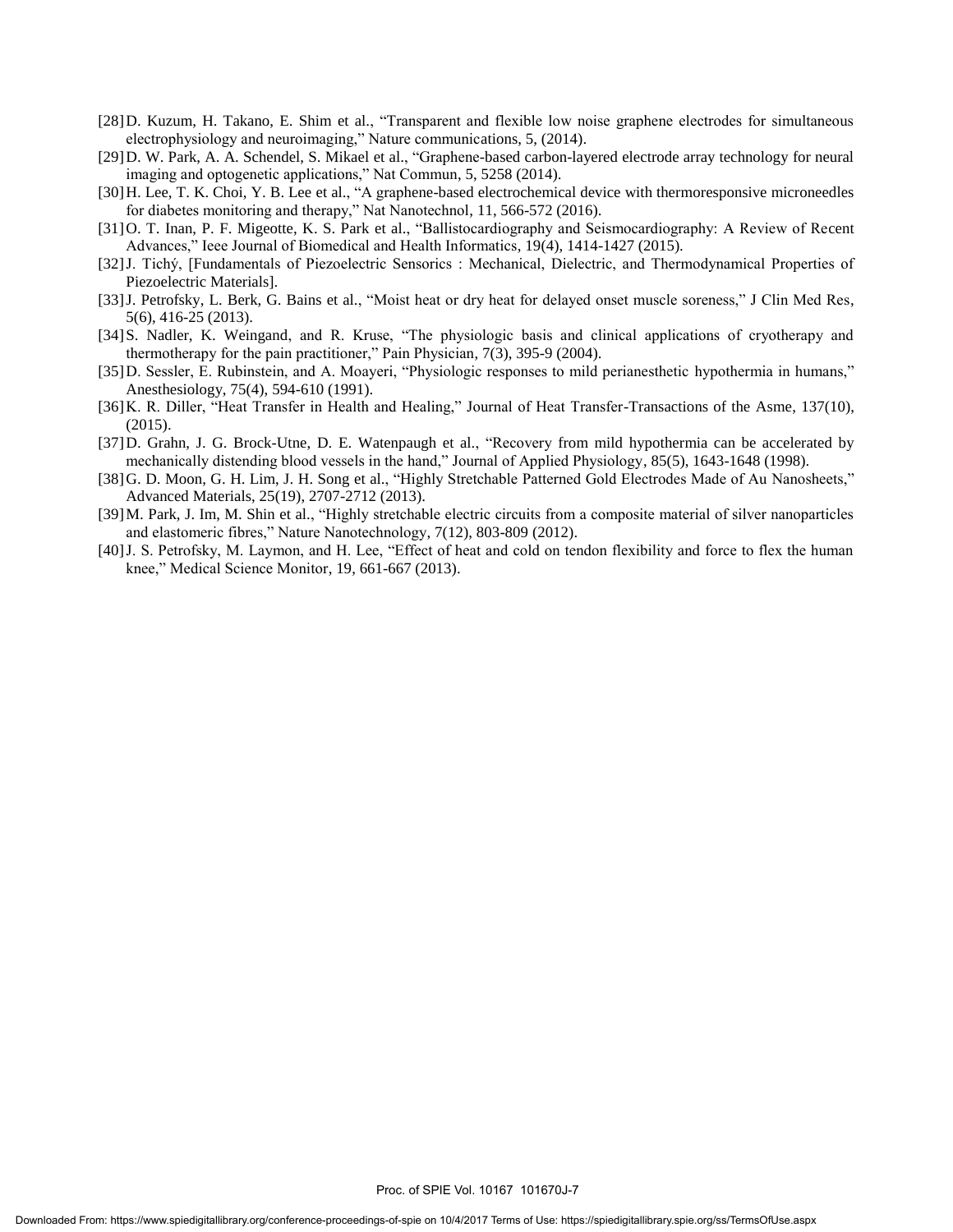[28] D. Kuzum, H. Takano, E. Shim et al., "Transparent and flexible low noise graphene electrodes for simultaneous electrophysiology and neuroimaging," Nature communications, 5, (2014).

[29] D. W. Park, A. A. Schendel, S. Mikael et al., "Graphene-based carbon-layered electrode array technology for neural imaging and optogenetic applications," Nat Commun, 5, 5258 (2014).

[30] H. Lee, T. K. Choi, Y. B. Lee et al., "A graphene-based electrochemical device with thermoresponsive microneedles for diabetes monitoring and therapy," Nat Nanotechnol, 11, 566-572 (2016).

[31] O. T. Inan, P. F. Migeotte, K. S. Park et al., "Ballistocardiography and Seismocardiography: A Review of Recent Advances," Ieee Journal of Biomedical and Health Informatics, 19(4), 1414-1427 (2015).

[32] J. Tichý, [Fundamentals of Piezoelectric Sensorics : Mechanical, Dielectric, and Thermodynamical Properties of Piezoelectric Materials].

[33] J. Petrofsky, L. Berk, G. Bains et al., "Moist heat or dry heat for delayed onset muscle soreness," J Clin Med Res, 5(6), 416-25 (2013).

[34] S. Nadler, K. Weingand, and R. Kruse, "The physiologic basis and clinical applications of cryotherapy and thermotherapy for the pain practitioner," Pain Physician, 7(3), 395-9 (2004).

[35] D. Sessler, E. Rubinstein, and A. Moayeri, "Physiologic responses to mild perianesthetic hypothermia in humans," Anesthesiology, 75(4), 594-610 (1991).

[36] K. R. Diller, "Heat Transfer in Health and Healing," Journal of Heat Transfer-Transactions of the Asme, 137(10), (2015).

[37] D. Grahn, J. G. Brock-Utne, D. E. Watenpaugh et al., "Recovery from mild hypothermia can be accelerated by mechanically distending blood vessels in the hand," Journal of Applied Physiology, 85(5), 1643-1648 (1998).

[38] G. D. Moon, G. H. Lim, J. H. Song et al., "Highly Stretchable Patterned Gold Electrodes Made of Au Nanosheets," Advanced Materials, 25(19), 2707-2712 (2013).

[39] M. Park, J. Im, M. Shin et al., "Highly stretchable electric circuits from a composite material of silver nanoparticles and elastomeric fibres," Nature Nanotechnology, 7(12), 803-809 (2012).

[40] J. S. Petrofsky, M. Laymon, and H. Lee, "Effect of heat and cold on tendon flexibility and force to flex the human knee," Medical Science Monitor, 19, 661-667 (2013).